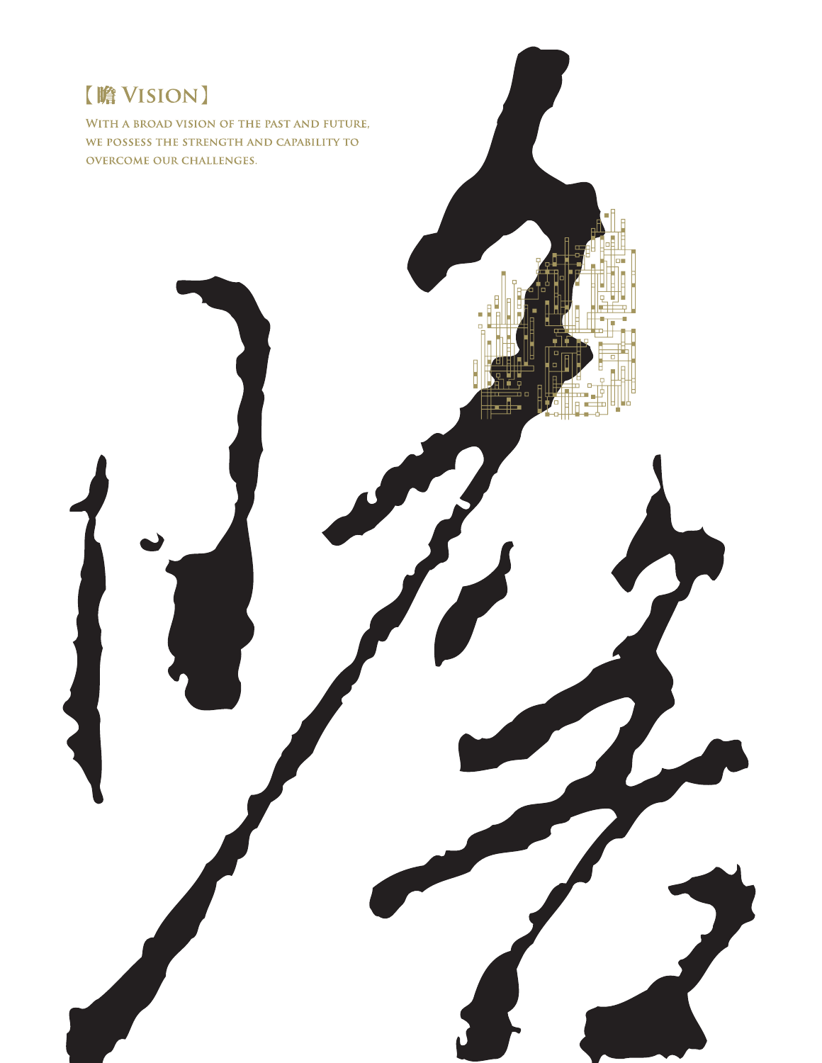# 【瞻 VISION】

**WITH A BROAD VISION OF THE PAST AND FUTURE, WE POSSESS THE STRENGTH AND CAPABILITY TO OVERCOME OUR CHALLENGES.**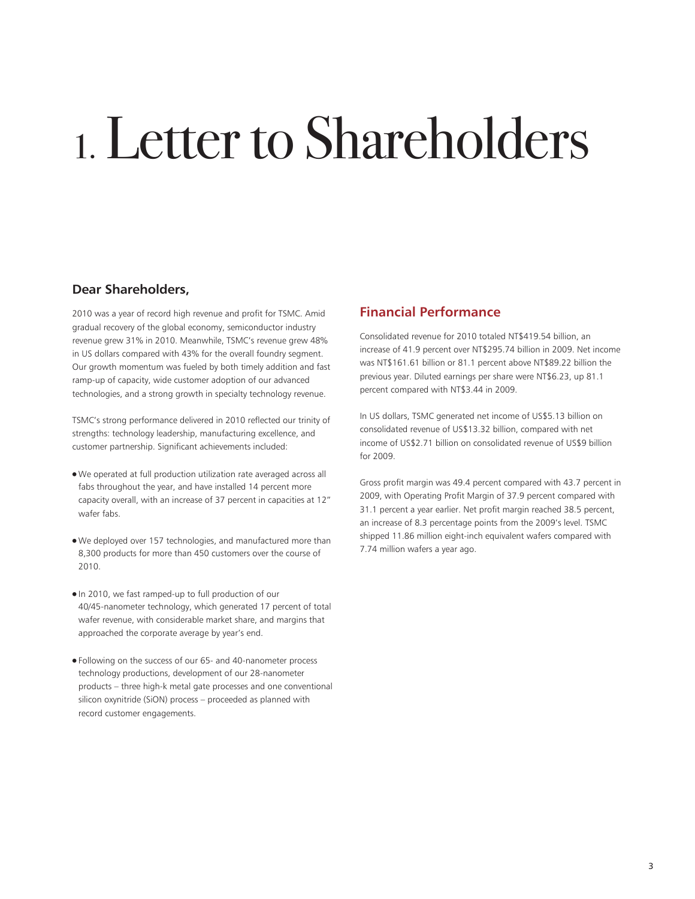# 1. Letter to Shareholders

## Dear Shareholders,

2010 was a year of record high revenue and profit for TSMC. Amid gradual recovery of the global economy, semiconductor industry revenue grew 31% in 2010. Meanwhile, TSMC's revenue grew 48% in US dollars compared with 43% for the overall foundry segment. Our growth momentum was fueled by both timely addition and fast ramp-up of capacity, wide customer adoption of our advanced technologies, and a strong growth in specialty technology revenue.

TSMC's strong performance delivered in 2010 reflected our trinity of strengths: technology leadership, manufacturing excellence, and customer partnership. Significant achievements included:

- We operated at full production utilization rate averaged across all fabs throughout the year, and have installed 14 percent more capacity overall, with an increase of 37 percent in capacities at 12" wafer fabs.
- We deployed over 157 technologies, and manufactured more than 8,300 products for more than 450 customers over the course of 2010.
- In 2010, we fast ramped-up to full production of our 40/45-nanometer technology, which generated 17 percent of total wafer revenue, with considerable market share, and margins that approached the corporate average by year's end.
- Following on the success of our 65- and 40-nanometer process technology productions, development of our 28-nanometer products – three high-k metal gate processes and one conventional silicon oxynitride (SiON) process – proceeded as planned with record customer engagements.

## Financial Performance

Consolidated revenue for 2010 totaled NT$419.54 billion, an increase of 41.9 percent over NT$295.74 billion in 2009. Net income was NT$161.61 billion or 81.1 percent above NT$89.22 billion the previous year. Diluted earnings per share were NT$6.23, up 81.1 percent compared with NT$3.44 in 2009.

In US dollars, TSMC generated net income of US$5.13 billion on consolidated revenue of US$13.32 billion, compared with net income of US$2.71 billion on consolidated revenue of US$9 billion for 2009.

Gross profit margin was 49.4 percent compared with 43.7 percent in 2009, with Operating Profit Margin of 37.9 percent compared with 31.1 percent a year earlier. Net profit margin reached 38.5 percent, an increase of 8.3 percentage points from the 2009's level. TSMC shipped 11.86 million eight-inch equivalent wafers compared with 7.74 million wafers a year ago.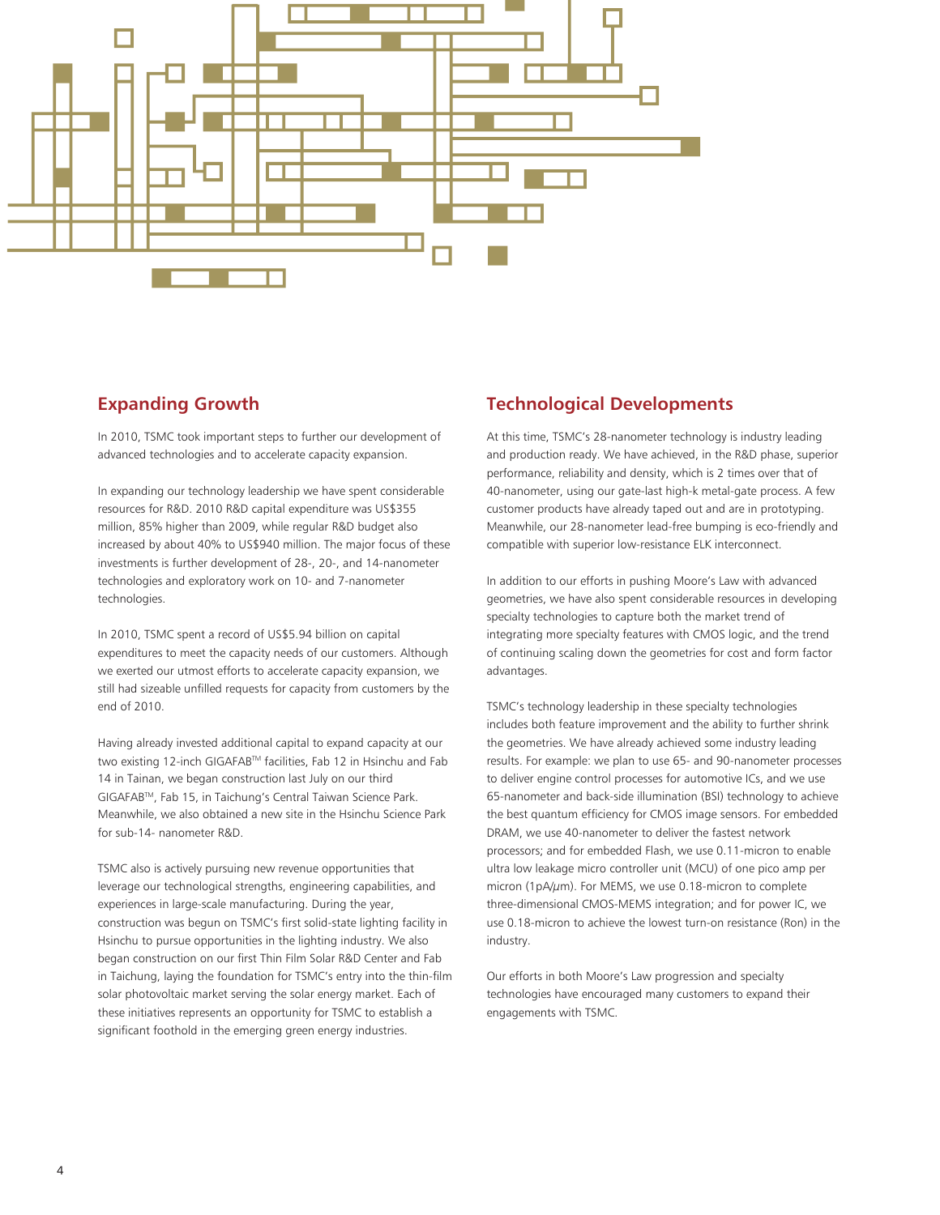## Expanding Growth

In 2010, TSMC took important steps to further our development of advanced technologies and to accelerate capacity expansion.

In expanding our technology leadership we have spent considerable resources for R&D. 2010 R&D capital expenditure was US$355 million, 85% higher than 2009, while regular R&D budget also increased by about 40% to US$940 million. The major focus of these investments is further development of 28-, 20-, and 14-nanometer technologies and exploratory work on 10- and 7-nanometer technologies.

In 2010, TSMC spent a record of US$5.94 billion on capital expenditures to meet the capacity needs of our customers. Although we exerted our utmost efforts to accelerate capacity expansion, we still had sizeable unfilled requests for capacity from customers by the end of 2010.

Having already invested additional capital to expand capacity at our two existing 12-inch GIGAFAB™ facilities, Fab 12 in Hsinchu and Fab 14 in Tainan, we began construction last July on our third GIGAFAB™, Fab 15, in Taichung's Central Taiwan Science Park. Meanwhile, we also obtained a new site in the Hsinchu Science Park for sub-14- nanometer R&D.

TSMC also is actively pursuing new revenue opportunities that leverage our technological strengths, engineering capabilities, and experiences in large-scale manufacturing. During the year, construction was begun on TSMC's first solid-state lighting facility in Hsinchu to pursue opportunities in the lighting industry. We also began construction on our first Thin Film Solar R&D Center and Fab in Taichung, laying the foundation for TSMC's entry into the thin-film solar photovoltaic market serving the solar energy market. Each of these initiatives represents an opportunity for TSMC to establish a significant foothold in the emerging green energy industries.

## Technological Developments

At this time, TSMC's 28-nanometer technology is industry leading and production ready. We have achieved, in the R&D phase, superior performance, reliability and density, which is 2 times over that of 40-nanometer, using our gate-last high-k metal-gate process. A few customer products have already taped out and are in prototyping. Meanwhile, our 28-nanometer lead-free bumping is eco-friendly and compatible with superior low-resistance ELK interconnect.

In addition to our efforts in pushing Moore's Law with advanced geometries, we have also spent considerable resources in developing specialty technologies to capture both the market trend of integrating more specialty features with CMOS logic, and the trend of continuing scaling down the geometries for cost and form factor advantages.

TSMC's technology leadership in these specialty technologies includes both feature improvement and the ability to further shrink the geometries. We have already achieved some industry leading results. For example: we plan to use 65- and 90-nanometer processes to deliver engine control processes for automotive ICs, and we use 65-nanometer and back-side illumination (BSI) technology to achieve the best quantum efficiency for CMOS image sensors. For embedded DRAM, we use 40-nanometer to deliver the fastest network processors; and for embedded Flash, we use 0.11-micron to enable ultra low leakage micro controller unit (MCU) of one pico amp per micron (1pA/μm). For MEMS, we use 0.18-micron to complete three-dimensional CMOS-MEMS integration; and for power IC, we use 0.18-micron to achieve the lowest turn-on resistance (Ron) in the industry.

Our efforts in both Moore's Law progression and specialty technologies have encouraged many customers to expand their engagements with TSMC.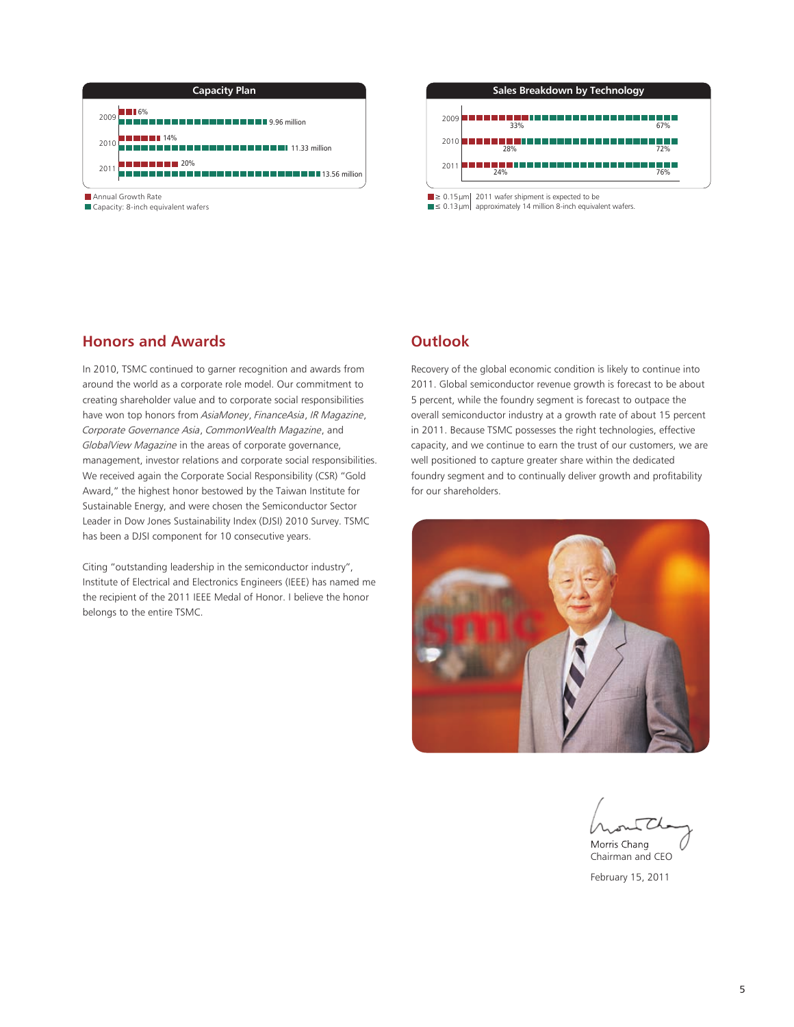**Capacity Plan**

2009 6% 9.96 million

2010 14% 11.33 million

2011 20% 13.56 million

Annual Growth Rate

Capacity: 8-inch equivalent wafers

**Sales Breakdown by Technology**

2009 33% 67%

2010 28% 72%

2011 24% 76%

≥ 0.15μm

≤ 0.13μm

2011 wafer shipment is expected to be approximately 14 million 8-inch equivalent wafers.

## Honors and Awards

In 2010, TSMC continued to garner recognition and awards from around the world as a corporate role model. Our commitment to creating shareholder value and to corporate social responsibilities have won top honors from *AsiaMoney*, *FinanceAsia*, *IR Magazine*, *Corporate Governance Asia*, *CommonWealth Magazine*, and *GlobalView Magazine* in the areas of corporate governance, management, investor relations and corporate social responsibilities. We received again the Corporate Social Responsibility (CSR) "Gold Award," the highest honor bestowed by the Taiwan Institute for Sustainable Energy, and were chosen the Semiconductor Sector Leader in Dow Jones Sustainability Index (DJSI) 2010 Survey. TSMC has been a DJSI component for 10 consecutive years.

Citing "outstanding leadership in the semiconductor industry", Institute of Electrical and Electronics Engineers (IEEE) has named me the recipient of the 2011 IEEE Medal of Honor. I believe the honor belongs to the entire TSMC.

## Outlook

Recovery of the global economic condition is likely to continue into 2011. Global semiconductor revenue growth is forecast to be about 5 percent, while the foundry segment is forecast to outpace the overall semiconductor industry at a growth rate of about 15 percent in 2011. Because TSMC possesses the right technologies, effective capacity, and we continue to earn the trust of our customers, we are well positioned to capture greater share within the dedicated foundry segment and to continually deliver growth and profitability for our shareholders.

Morris Chang
Chairman and CEO

February 15, 2011